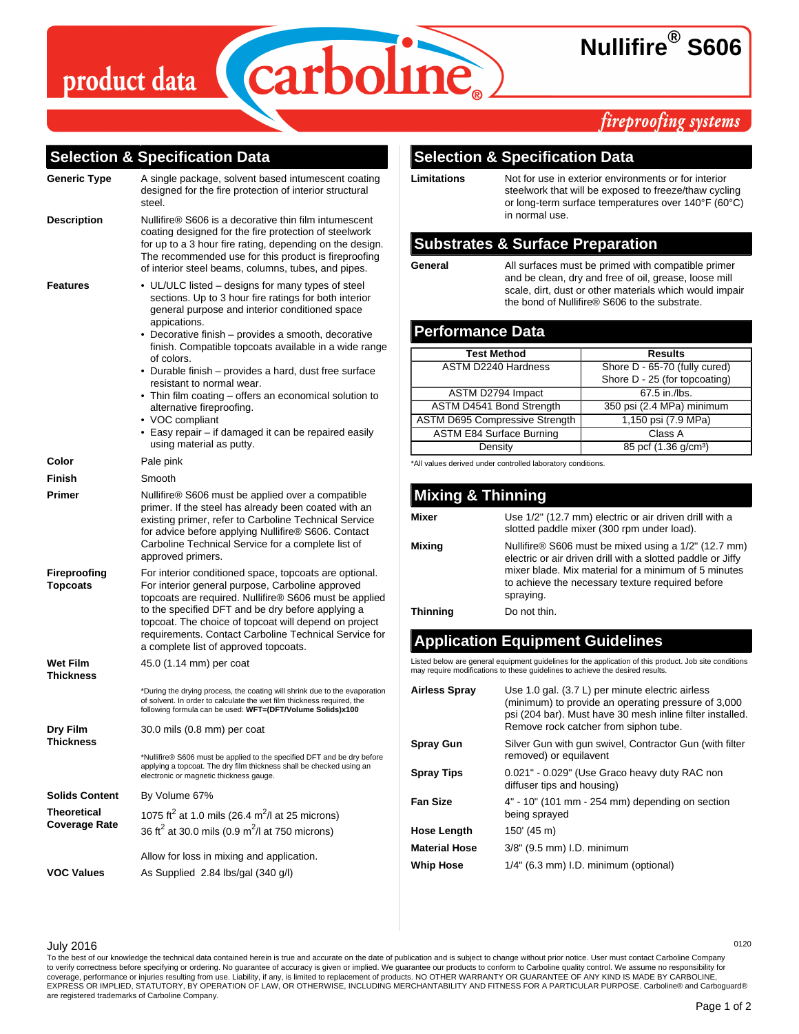# Nullifire® S606

product data — carboline — fireproofing systems

## Selection & Specification Data

**Generic Type**
A single package, solvent based intumescent coating designed for the fire protection of interior structural steel.

**Description**
Nullifire® S606 is a decorative thin film intumescent coating designed for the fire protection of steelwork for up to a 3 hour fire rating, depending on the design. The recommended use for this product is fireproofing of interior steel beams, columns, tubes, and pipes.

**Features**

- UL/ULC listed – designs for many types of steel sections. Up to 3 hour fire ratings for both interior general purpose and interior conditioned space appications.
- Decorative finish – provides a smooth, decorative finish. Compatible topcoats available in a wide range of colors.
- Durable finish – provides a hard, dust free surface resistant to normal wear.
- Thin film coating – offers an economical solution to alternative fireproofing.
- VOC compliant
- Easy repair – if damaged it can be repaired easily using material as putty.

**Color**
Pale pink

**Finish**
Smooth

**Primer**
Nullifire® S606 must be applied over a compatible primer. If the steel has already been coated with an existing primer, refer to Carboline Technical Service for advice before applying Nullifire® S606. Contact Carboline Technical Service for a complete list of approved primers.

**Fireproofing Topcoats**
For interior conditioned space, topcoats are optional. For interior general purpose, Carboline approved topcoats are required. Nullifire® S606 must be applied to the specified DFT and be dry before applying a topcoat. The choice of topcoat will depend on project requirements. Contact Carboline Technical Service for a complete list of approved topcoats.

**Wet Film Thickness**
45.0 (1.14 mm) per coat

*During the drying process, the coating will shrink due to the evaporation of solvent. In order to calculate the wet film thickness required, the following formula can be used: **WFT=(DFT/Volume Solids)x100**

**Dry Film Thickness**
30.0 mils (0.8 mm) per coat

*Nullifire® S606 must be applied to the specified DFT and be dry before applying a topcoat. The dry film thickness shall be checked using an electronic or magnetic thickness gauge.

**Solids Content**
By Volume 67%

**Theoretical Coverage Rate**
1075 $ft^2$ at 1.0 mils (26.4 $m^2$/l at 25 microns)
36 $ft^2$ at 30.0 mils (0.9 $m^2$/l at 750 microns)

Allow for loss in mixing and application.

**VOC Values**
As Supplied 2.84 lbs/gal (340 g/l)

## Selection & Specification Data

**Limitations**
Not for use in exterior environments or for interior steelwork that will be exposed to freeze/thaw cycling or long-term surface temperatures over 140°F (60°C) in normal use.

## Substrates & Surface Preparation

**General**
All surfaces must be primed with compatible primer and be clean, dry and free of oil, grease, loose mill scale, dirt, dust or other materials which would impair the bond of Nullifire® S606 to the substrate.

## Performance Data

| Test Method | Results |
|---|---|
| ASTM D2240 Hardness | Shore D - 65-70 (fully cured)<br>Shore D - 25 (for topcoating) |
| ASTM D2794 Impact | 67.5 in./lbs. |
| ASTM D4541 Bond Strength | 350 psi (2.4 MPa) minimum |
| ASTM D695 Compressive Strength | 1,150 psi (7.9 MPa) |
| ASTM E84 Surface Burning | Class A |
| Density | 85 pcf (1.36 g/cm³) |

*All values derived under controlled laboratory conditions.

## Mixing & Thinning

**Mixer**
Use 1/2" (12.7 mm) electric or air driven drill with a slotted paddle mixer (300 rpm under load).

**Mixing**
Nullifire® S606 must be mixed using a 1/2" (12.7 mm) electric or air driven drill with a slotted paddle or Jiffy mixer blade. Mix material for a minimum of 5 minutes to achieve the necessary texture required before spraying.

**Thinning**
Do not thin.

## Application Equipment Guidelines

Listed below are general equipment guidelines for the application of this product. Job site conditions may require modifications to these guidelines to achieve the desired results.

**Airless Spray**
Use 1.0 gal. (3.7 L) per minute electric airless (minimum) to provide an operating pressure of 3,000 psi (204 bar). Must have 30 mesh inline filter installed. Remove rock catcher from siphon tube.

**Spray Gun**
Silver Gun with gun swivel, Contractor Gun (with filter removed) or equilavent

**Spray Tips**
0.021" - 0.029" (Use Graco heavy duty RAC non diffuser tips and housing)

**Fan Size**
4" - 10" (101 mm - 254 mm) depending on section being sprayed

**Hose Length**
150' (45 m)

**Material Hose**
3/8" (9.5 mm) I.D. minimum

**Whip Hose**
1/4" (6.3 mm) I.D. minimum (optional)

July 2016 — 0120

To the best of our knowledge the technical data contained herein is true and accurate on the date of publication and is subject to change without prior notice. User must contact Carboline Company to verify correctness before specifying or ordering. No guarantee of accuracy is given or implied. We guarantee our products to conform to Carboline quality control. We assume no responsibility for coverage, performance or injuries resulting from use. Liability, if any, is limited to replacement of products. NO OTHER WARRANTY OR GUARANTEE OF ANY KIND IS MADE BY CARBOLINE, EXPRESS OR IMPLIED, STATUTORY, BY OPERATION OF LAW, OR OTHERWISE, INCLUDING MERCHANTABILITY AND FITNESS FOR A PARTICULAR PURPOSE. Carboline® and Carboguard® are registered trademarks of Carboline Company.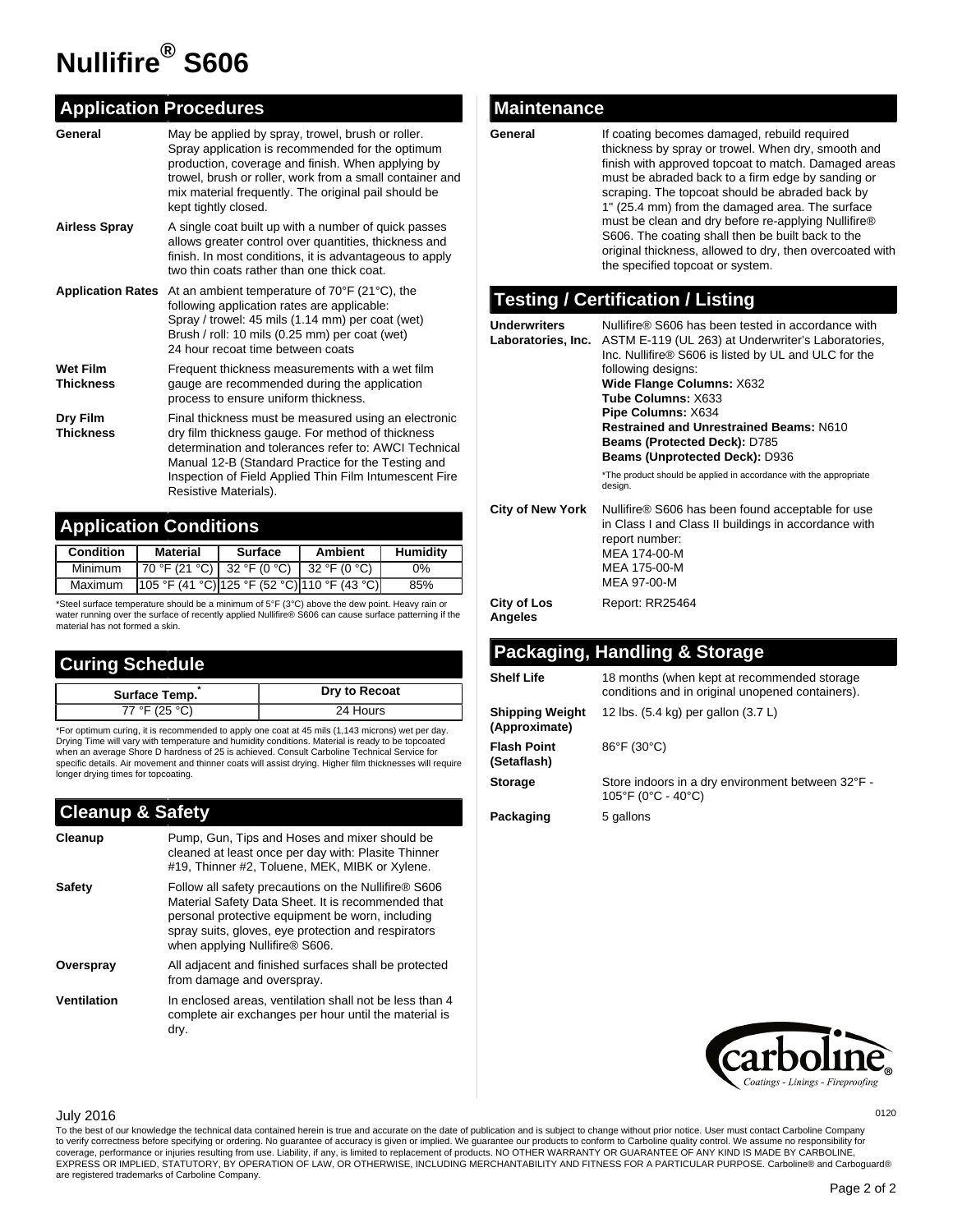# Nullifire® S606

## Application Procedures

**General** — May be applied by spray, trowel, brush or roller. Spray application is recommended for the optimum production, coverage and finish. When applying by trowel, brush or roller, work from a small container and mix material frequently. The original pail should be kept tightly closed.

**Airless Spray** — A single coat built up with a number of quick passes allows greater control over quantities, thickness and finish. In most conditions, it is advantageous to apply two thin coats rather than one thick coat.

**Application Rates** — At an ambient temperature of 70°F (21°C), the following application rates are applicable:
Spray / trowel: 45 mils (1.14 mm) per coat (wet)
Brush / roll: 10 mils (0.25 mm) per coat (wet)
24 hour recoat time between coats

**Wet Film Thickness** — Frequent thickness measurements with a wet film gauge are recommended during the application process to ensure uniform thickness.

**Dry Film Thickness** — Final thickness must be measured using an electronic dry film thickness gauge. For method of thickness determination and tolerances refer to: AWCI Technical Manual 12-B (Standard Practice for the Testing and Inspection of Field Applied Thin Film Intumescent Fire Resistive Materials).

## Application Conditions

| Condition | Material | Surface | Ambient | Humidity |
|---|---|---|---|---|
| Minimum | 70 °F (21 °C) | 32 °F (0 °C) | 32 °F (0 °C) | 0% |
| Maximum | 105 °F (41 °C) | 125 °F (52 °C) | 110 °F (43 °C) | 85% |

*Steel surface temperature should be a minimum of 5°F (3°C) above the dew point. Heavy rain or water running over the surface of recently applied Nullifire® S606 can cause surface patterning if the material has not formed a skin.

## Curing Schedule

| Surface Temp.* | Dry to Recoat |
|---|---|
| 77 °F (25 °C) | 24 Hours |

*For optimum curing, it is recommended to apply one coat at 45 mils (1,143 microns) wet per day. Drying Time will vary with temperature and humidity conditions. Material is ready to be topcoated when an average Shore D hardness of 25 is achieved. Consult Carboline Technical Service for specific details. Air movement and thinner coats will assist drying. Higher film thicknesses will require longer drying times for topcoating.

## Cleanup & Safety

**Cleanup** — Pump, Gun, Tips and Hoses and mixer should be cleaned at least once per day with: Plasite Thinner #19, Thinner #2, Toluene, MEK, MIBK or Xylene.

**Safety** — Follow all safety precautions on the Nullifire® S606 Material Safety Data Sheet. It is recommended that personal protective equipment be worn, including spray suits, gloves, eye protection and respirators when applying Nullifire® S606.

**Overspray** — All adjacent and finished surfaces shall be protected from damage and overspray.

**Ventilation** — In enclosed areas, ventilation shall not be less than 4 complete air exchanges per hour until the material is dry.

## Maintenance

**General** — If coating becomes damaged, rebuild required thickness by spray or trowel. When dry, smooth and finish with approved topcoat to match. Damaged areas must be abraded back to a firm edge by sanding or scraping. The topcoat should be abraded back by 1" (25.4 mm) from the damaged area. The surface must be clean and dry before re-applying Nullifire® S606. The coating shall then be built back to the original thickness, allowed to dry, then overcoated with the specified topcoat or system.

## Testing / Certification / Listing

**Underwriters Laboratories, Inc.** — Nullifire® S606 has been tested in accordance with ASTM E-119 (UL 263) at Underwriter's Laboratories, Inc. Nullifire® S606 is listed by UL and ULC for the following designs:
**Wide Flange Columns:** X632
**Tube Columns:** X633
**Pipe Columns:** X634
**Restrained and Unrestrained Beams:** N610
**Beams (Protected Deck):** D785
**Beams (Unprotected Deck):** D936

*The product should be applied in accordance with the appropriate design.

**City of New York** — Nullifire® S606 has been found acceptable for use in Class I and Class II buildings in accordance with report number:
MEA 174-00-M
MEA 175-00-M
MEA 97-00-M

**City of Los Angeles** — Report: RR25464

## Packaging, Handling & Storage

**Shelf Life** — 18 months (when kept at recommended storage conditions and in original unopened containers).

**Shipping Weight (Approximate)** — 12 lbs. (5.4 kg) per gallon (3.7 L)

**Flash Point (Setaflash)** — 86°F (30°C)

**Storage** — Store indoors in a dry environment between 32°F - 105°F (0°C - 40°C)

**Packaging** — 5 gallons

carboline® Coatings - Linings - Fireproofing

July 2016

0120

To the best of our knowledge the technical data contained herein is true and accurate on the date of publication and is subject to change without prior notice. User must contact Carboline Company to verify correctness before specifying or ordering. No guarantee of accuracy is given or implied. We guarantee our products to conform to Carboline quality control. We assume no responsibility for coverage, performance or injuries resulting from use. Liability, if any, is limited to replacement of products. NO OTHER WARRANTY OR GUARANTEE OF ANY KIND IS MADE BY CARBOLINE, EXPRESS OR IMPLIED, STATUTORY, BY OPERATION OF LAW, OR OTHERWISE, INCLUDING MERCHANTABILITY AND FITNESS FOR A PARTICULAR PURPOSE. Carboline® and Carboguard® are registered trademarks of Carboline Company.